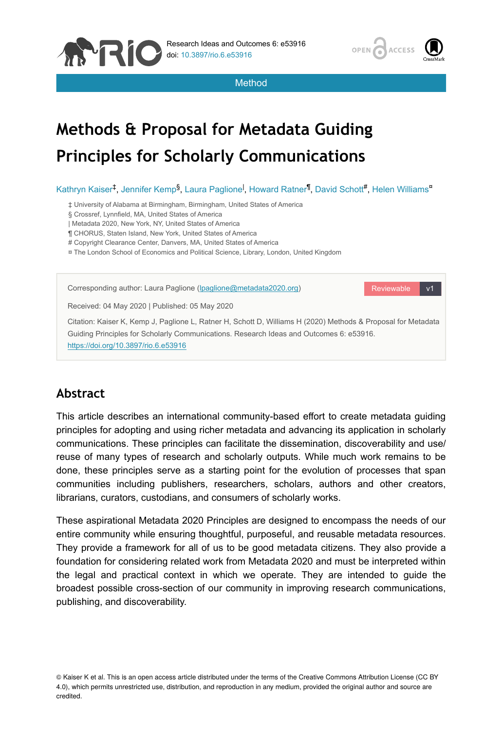Method

# Methods & Proposal for Metadata Guiding Principles for Scholarly Communications

Kathryn Kaiser[‡], Jennifer Kemp[§], Laura Paglione[|], Howard Ratner[¶], David Schott[#], Helen Williams[¤]

‡ University of Alabama at Birmingham, Birmingham, United States of America
§ Crossref, Lynnfield, MA, United States of America
| Metadata 2020, New York, NY, United States of America
¶ CHORUS, Staten Island, New York, United States of America
# Copyright Clearance Center, Danvers, MA, United States of America
¤ The London School of Economics and Political Science, Library, London, United Kingdom

Corresponding author: Laura Paglione (lpaglione@metadata2020.org)

Reviewable v1

Received: 04 May 2020 | Published: 05 May 2020

Citation: Kaiser K, Kemp J, Paglione L, Ratner H, Schott D, Williams H (2020) Methods & Proposal for Metadata Guiding Principles for Scholarly Communications. Research Ideas and Outcomes 6: e53916. https://doi.org/10.3897/rio.6.e53916

## Abstract

This article describes an international community-based effort to create metadata guiding principles for adopting and using richer metadata and advancing its application in scholarly communications. These principles can facilitate the dissemination, discoverability and use/reuse of many types of research and scholarly outputs. While much work remains to be done, these principles serve as a starting point for the evolution of processes that span communities including publishers, researchers, scholars, authors and other creators, librarians, curators, custodians, and consumers of scholarly works.

These aspirational Metadata 2020 Principles are designed to encompass the needs of our entire community while ensuring thoughtful, purposeful, and reusable metadata resources. They provide a framework for all of us to be good metadata citizens. They also provide a foundation for considering related work from Metadata 2020 and must be interpreted within the legal and practical context in which we operate. They are intended to guide the broadest possible cross-section of our community in improving research communications, publishing, and discoverability.

© Kaiser K et al. This is an open access article distributed under the terms of the Creative Commons Attribution License (CC BY 4.0), which permits unrestricted use, distribution, and reproduction in any medium, provided the original author and source are credited.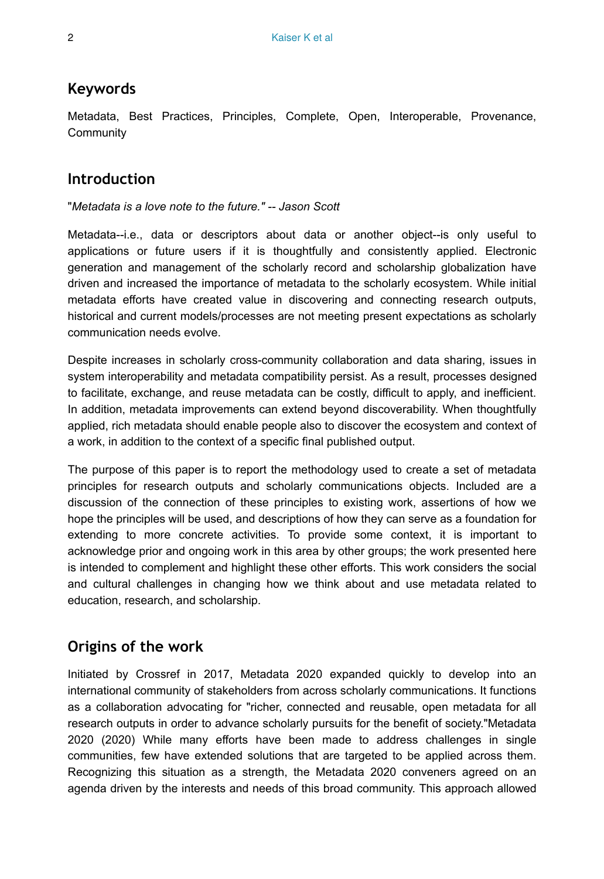## Keywords

Metadata, Best Practices, Principles, Complete, Open, Interoperable, Provenance, Community

## Introduction

"*Metadata is a love note to the future." -- Jason Scott*

Metadata--i.e., data or descriptors about data or another object--is only useful to applications or future users if it is thoughtfully and consistently applied. Electronic generation and management of the scholarly record and scholarship globalization have driven and increased the importance of metadata to the scholarly ecosystem. While initial metadata efforts have created value in discovering and connecting research outputs, historical and current models/processes are not meeting present expectations as scholarly communication needs evolve.

Despite increases in scholarly cross-community collaboration and data sharing, issues in system interoperability and metadata compatibility persist. As a result, processes designed to facilitate, exchange, and reuse metadata can be costly, difficult to apply, and inefficient. In addition, metadata improvements can extend beyond discoverability. When thoughtfully applied, rich metadata should enable people also to discover the ecosystem and context of a work, in addition to the context of a specific final published output.

The purpose of this paper is to report the methodology used to create a set of metadata principles for research outputs and scholarly communications objects. Included are a discussion of the connection of these principles to existing work, assertions of how we hope the principles will be used, and descriptions of how they can serve as a foundation for extending to more concrete activities. To provide some context, it is important to acknowledge prior and ongoing work in this area by other groups; the work presented here is intended to complement and highlight these other efforts. This work considers the social and cultural challenges in changing how we think about and use metadata related to education, research, and scholarship.

## Origins of the work

Initiated by Crossref in 2017, Metadata 2020 expanded quickly to develop into an international community of stakeholders from across scholarly communications. It functions as a collaboration advocating for "richer, connected and reusable, open metadata for all research outputs in order to advance scholarly pursuits for the benefit of society."Metadata 2020 (2020) While many efforts have been made to address challenges in single communities, few have extended solutions that are targeted to be applied across them. Recognizing this situation as a strength, the Metadata 2020 conveners agreed on an agenda driven by the interests and needs of this broad community. This approach allowed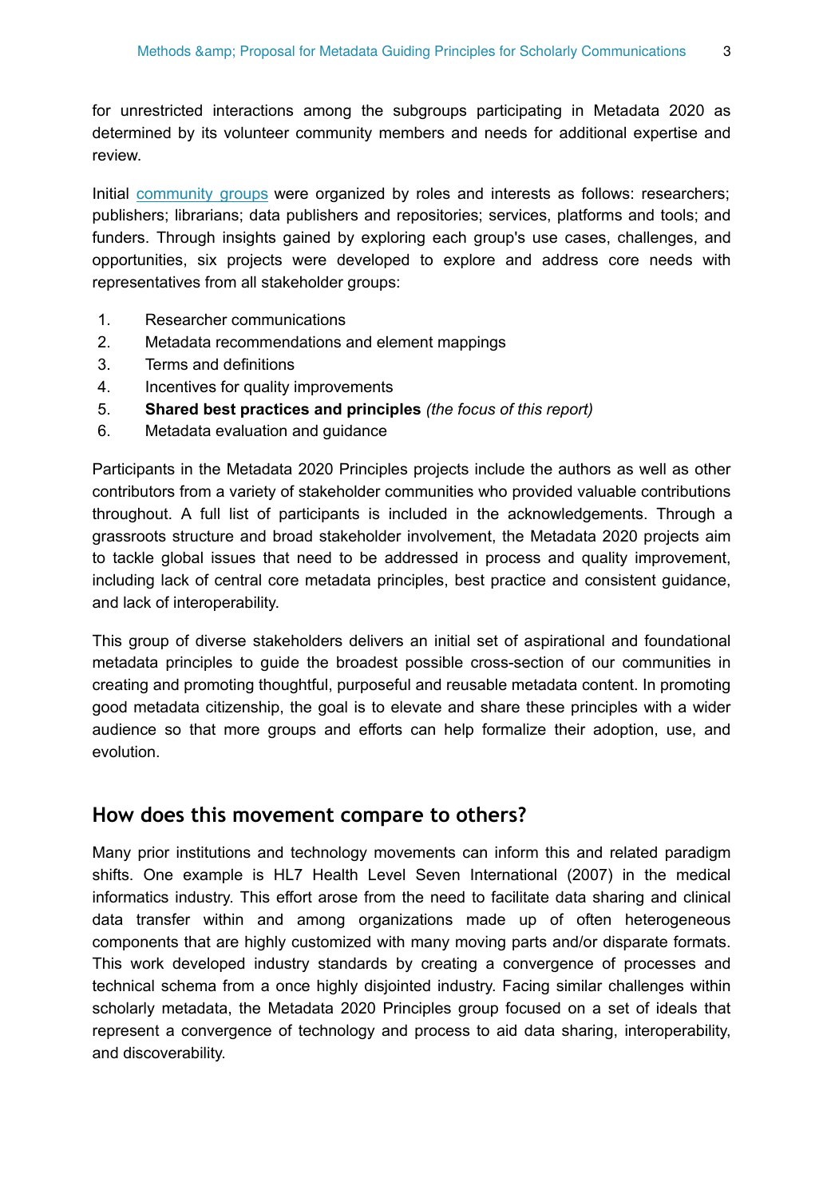for unrestricted interactions among the subgroups participating in Metadata 2020 as determined by its volunteer community members and needs for additional expertise and review.

Initial community groups were organized by roles and interests as follows: researchers; publishers; librarians; data publishers and repositories; services, platforms and tools; and funders. Through insights gained by exploring each group's use cases, challenges, and opportunities, six projects were developed to explore and address core needs with representatives from all stakeholder groups:

1. Researcher communications
2. Metadata recommendations and element mappings
3. Terms and definitions
4. Incentives for quality improvements
5. **Shared best practices and principles** *(the focus of this report)*
6. Metadata evaluation and guidance

Participants in the Metadata 2020 Principles projects include the authors as well as other contributors from a variety of stakeholder communities who provided valuable contributions throughout. A full list of participants is included in the acknowledgements. Through a grassroots structure and broad stakeholder involvement, the Metadata 2020 projects aim to tackle global issues that need to be addressed in process and quality improvement, including lack of central core metadata principles, best practice and consistent guidance, and lack of interoperability.

This group of diverse stakeholders delivers an initial set of aspirational and foundational metadata principles to guide the broadest possible cross-section of our communities in creating and promoting thoughtful, purposeful and reusable metadata content. In promoting good metadata citizenship, the goal is to elevate and share these principles with a wider audience so that more groups and efforts can help formalize their adoption, use, and evolution.

## How does this movement compare to others?

Many prior institutions and technology movements can inform this and related paradigm shifts. One example is HL7 Health Level Seven International (2007) in the medical informatics industry. This effort arose from the need to facilitate data sharing and clinical data transfer within and among organizations made up of often heterogeneous components that are highly customized with many moving parts and/or disparate formats. This work developed industry standards by creating a convergence of processes and technical schema from a once highly disjointed industry. Facing similar challenges within scholarly metadata, the Metadata 2020 Principles group focused on a set of ideals that represent a convergence of technology and process to aid data sharing, interoperability, and discoverability.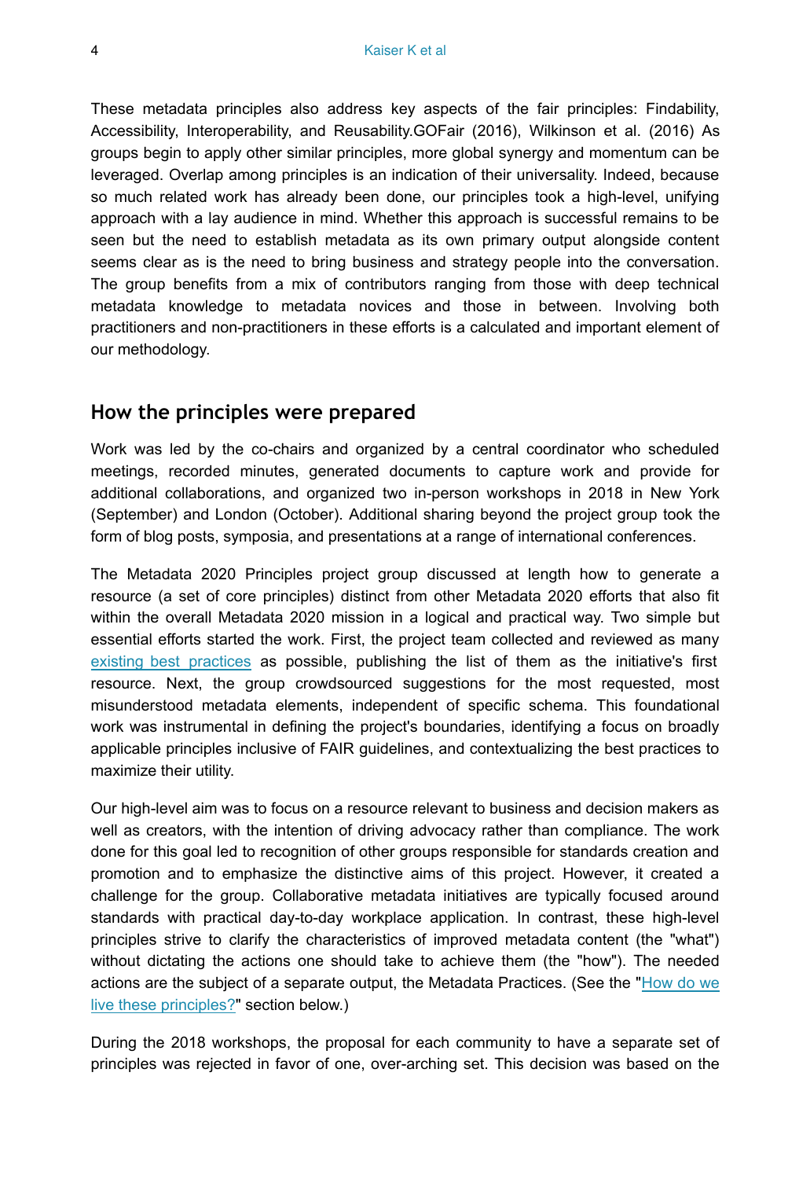These metadata principles also address key aspects of the fair principles: Findability, Accessibility, Interoperability, and Reusability.GOFair (2016), Wilkinson et al. (2016) As groups begin to apply other similar principles, more global synergy and momentum can be leveraged. Overlap among principles is an indication of their universality. Indeed, because so much related work has already been done, our principles took a high-level, unifying approach with a lay audience in mind. Whether this approach is successful remains to be seen but the need to establish metadata as its own primary output alongside content seems clear as is the need to bring business and strategy people into the conversation. The group benefits from a mix of contributors ranging from those with deep technical metadata knowledge to metadata novices and those in between. Involving both practitioners and non-practitioners in these efforts is a calculated and important element of our methodology.

## How the principles were prepared

Work was led by the co-chairs and organized by a central coordinator who scheduled meetings, recorded minutes, generated documents to capture work and provide for additional collaborations, and organized two in-person workshops in 2018 in New York (September) and London (October). Additional sharing beyond the project group took the form of blog posts, symposia, and presentations at a range of international conferences.

The Metadata 2020 Principles project group discussed at length how to generate a resource (a set of core principles) distinct from other Metadata 2020 efforts that also fit within the overall Metadata 2020 mission in a logical and practical way. Two simple but essential efforts started the work. First, the project team collected and reviewed as many existing best practices as possible, publishing the list of them as the initiative's first resource. Next, the group crowdsourced suggestions for the most requested, most misunderstood metadata elements, independent of specific schema. This foundational work was instrumental in defining the project's boundaries, identifying a focus on broadly applicable principles inclusive of FAIR guidelines, and contextualizing the best practices to maximize their utility.

Our high-level aim was to focus on a resource relevant to business and decision makers as well as creators, with the intention of driving advocacy rather than compliance. The work done for this goal led to recognition of other groups responsible for standards creation and promotion and to emphasize the distinctive aims of this project. However, it created a challenge for the group. Collaborative metadata initiatives are typically focused around standards with practical day-to-day workplace application. In contrast, these high-level principles strive to clarify the characteristics of improved metadata content (the "what") without dictating the actions one should take to achieve them (the "how"). The needed actions are the subject of a separate output, the Metadata Practices. (See the "How do we live these principles?" section below.)

During the 2018 workshops, the proposal for each community to have a separate set of principles was rejected in favor of one, over-arching set. This decision was based on the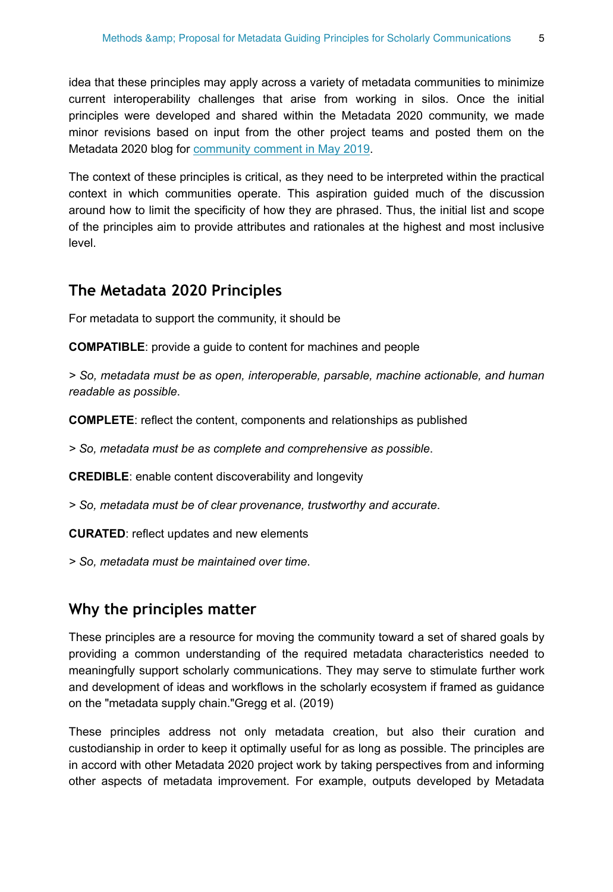idea that these principles may apply across a variety of metadata communities to minimize current interoperability challenges that arise from working in silos. Once the initial principles were developed and shared within the Metadata 2020 community, we made minor revisions based on input from the other project teams and posted them on the Metadata 2020 blog for [community comment in May 2019](#).

The context of these principles is critical, as they need to be interpreted within the practical context in which communities operate. This aspiration guided much of the discussion around how to limit the specificity of how they are phrased. Thus, the initial list and scope of the principles aim to provide attributes and rationales at the highest and most inclusive level.

## The Metadata 2020 Principles

For metadata to support the community, it should be

**COMPATIBLE**: provide a guide to content for machines and people

> *So, metadata must be as open, interoperable, parsable, machine actionable, and human readable as possible*.

**COMPLETE**: reflect the content, components and relationships as published

> *So, metadata must be as complete and comprehensive as possible*.

**CREDIBLE**: enable content discoverability and longevity

> *So, metadata must be of clear provenance, trustworthy and accurate*.

**CURATED**: reflect updates and new elements

> *So, metadata must be maintained over time*.

## Why the principles matter

These principles are a resource for moving the community toward a set of shared goals by providing a common understanding of the required metadata characteristics needed to meaningfully support scholarly communications. They may serve to stimulate further work and development of ideas and workflows in the scholarly ecosystem if framed as guidance on the "metadata supply chain."Gregg et al. (2019)

These principles address not only metadata creation, but also their curation and custodianship in order to keep it optimally useful for as long as possible. The principles are in accord with other Metadata 2020 project work by taking perspectives from and informing other aspects of metadata improvement. For example, outputs developed by Metadata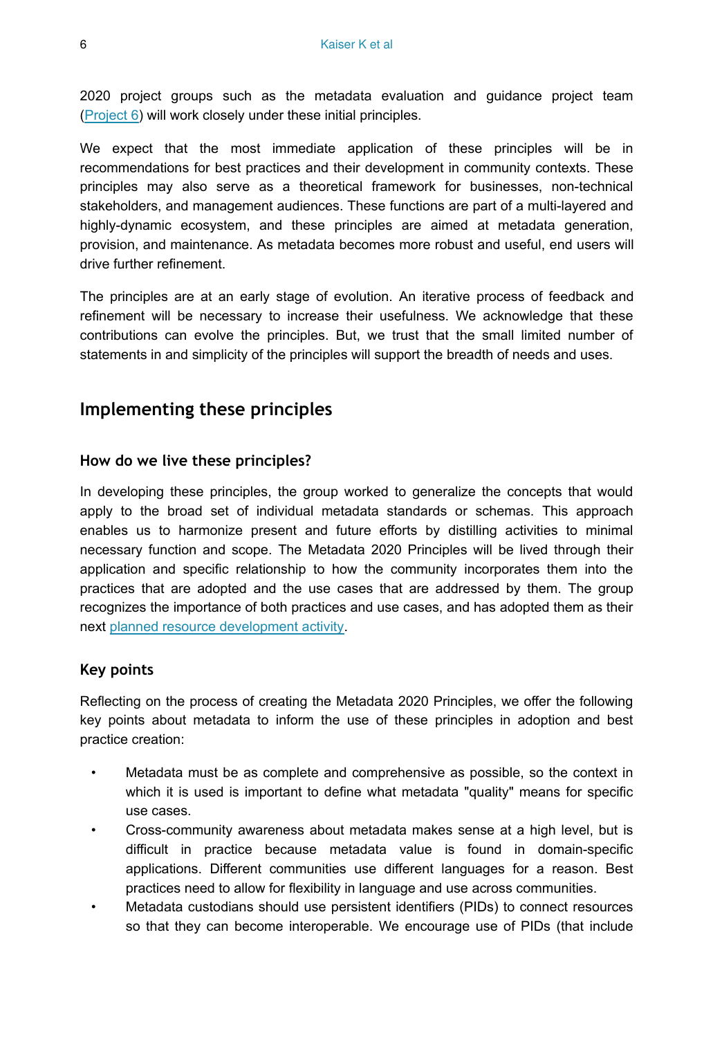2020 project groups such as the metadata evaluation and guidance project team (Project 6) will work closely under these initial principles.

We expect that the most immediate application of these principles will be in recommendations for best practices and their development in community contexts. These principles may also serve as a theoretical framework for businesses, non-technical stakeholders, and management audiences. These functions are part of a multi-layered and highly-dynamic ecosystem, and these principles are aimed at metadata generation, provision, and maintenance. As metadata becomes more robust and useful, end users will drive further refinement.

The principles are at an early stage of evolution. An iterative process of feedback and refinement will be necessary to increase their usefulness. We acknowledge that these contributions can evolve the principles. But, we trust that the small limited number of statements in and simplicity of the principles will support the breadth of needs and uses.

## Implementing these principles

### How do we live these principles?

In developing these principles, the group worked to generalize the concepts that would apply to the broad set of individual metadata standards or schemas. This approach enables us to harmonize present and future efforts by distilling activities to minimal necessary function and scope. The Metadata 2020 Principles will be lived through their application and specific relationship to how the community incorporates them into the practices that are adopted and the use cases that are addressed by them. The group recognizes the importance of both practices and use cases, and has adopted them as their next planned resource development activity.

### Key points

Reflecting on the process of creating the Metadata 2020 Principles, we offer the following key points about metadata to inform the use of these principles in adoption and best practice creation:

- Metadata must be as complete and comprehensive as possible, so the context in which it is used is important to define what metadata "quality" means for specific use cases.
- Cross-community awareness about metadata makes sense at a high level, but is difficult in practice because metadata value is found in domain-specific applications. Different communities use different languages for a reason. Best practices need to allow for flexibility in language and use across communities.
- Metadata custodians should use persistent identifiers (PIDs) to connect resources so that they can become interoperable. We encourage use of PIDs (that include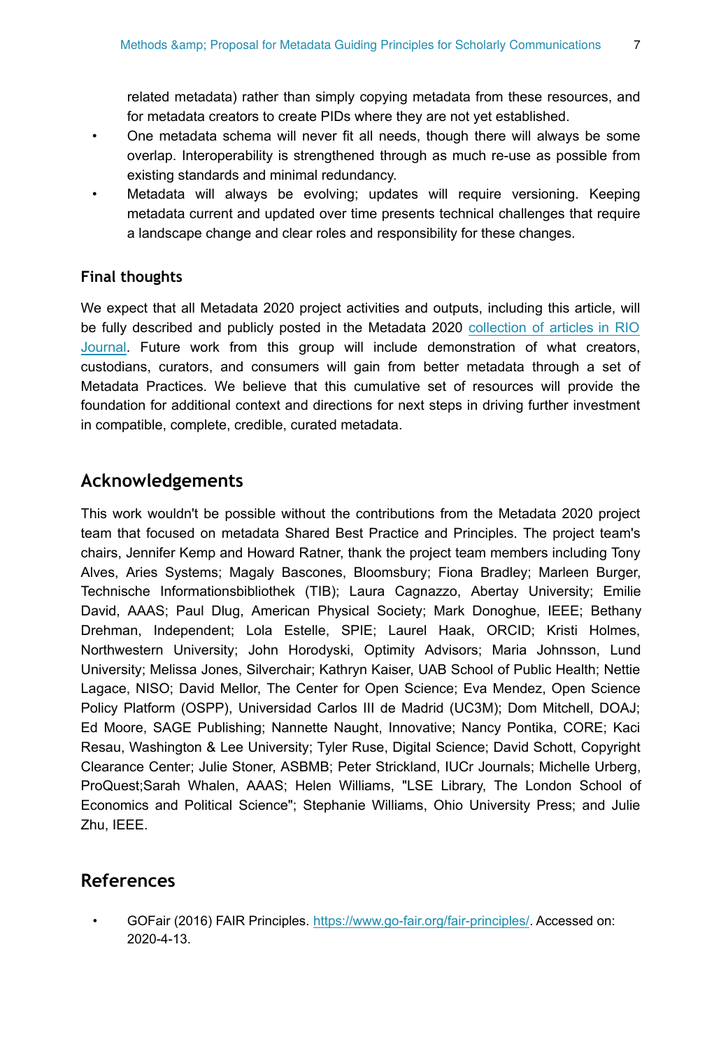related metadata) rather than simply copying metadata from these resources, and for metadata creators to create PIDs where they are not yet established.

- One metadata schema will never fit all needs, though there will always be some overlap. Interoperability is strengthened through as much re-use as possible from existing standards and minimal redundancy.
- Metadata will always be evolving; updates will require versioning. Keeping metadata current and updated over time presents technical challenges that require a landscape change and clear roles and responsibility for these changes.

### Final thoughts

We expect that all Metadata 2020 project activities and outputs, including this article, will be fully described and publicly posted in the Metadata 2020 collection of articles in RIO Journal. Future work from this group will include demonstration of what creators, custodians, curators, and consumers will gain from better metadata through a set of Metadata Practices. We believe that this cumulative set of resources will provide the foundation for additional context and directions for next steps in driving further investment in compatible, complete, credible, curated metadata.

## Acknowledgements

This work wouldn't be possible without the contributions from the Metadata 2020 project team that focused on metadata Shared Best Practice and Principles. The project team's chairs, Jennifer Kemp and Howard Ratner, thank the project team members including Tony Alves, Aries Systems; Magaly Bascones, Bloomsbury; Fiona Bradley; Marleen Burger, Technische Informationsbibliothek (TIB); Laura Cagnazzo, Abertay University; Emilie David, AAAS; Paul Dlug, American Physical Society; Mark Donoghue, IEEE; Bethany Drehman, Independent; Lola Estelle, SPIE; Laurel Haak, ORCID; Kristi Holmes, Northwestern University; John Horodyski, Optimity Advisors; Maria Johnsson, Lund University; Melissa Jones, Silverchair; Kathryn Kaiser, UAB School of Public Health; Nettie Lagace, NISO; David Mellor, The Center for Open Science; Eva Mendez, Open Science Policy Platform (OSPP), Universidad Carlos III de Madrid (UC3M); Dom Mitchell, DOAJ; Ed Moore, SAGE Publishing; Nannette Naught, Innovative; Nancy Pontika, CORE; Kaci Resau, Washington & Lee University; Tyler Ruse, Digital Science; David Schott, Copyright Clearance Center; Julie Stoner, ASBMB; Peter Strickland, IUCr Journals; Michelle Urberg, ProQuest;Sarah Whalen, AAAS; Helen Williams, "LSE Library, The London School of Economics and Political Science"; Stephanie Williams, Ohio University Press; and Julie Zhu, IEEE.

## References

- GOFair (2016) FAIR Principles. https://www.go-fair.org/fair-principles/. Accessed on: 2020-4-13.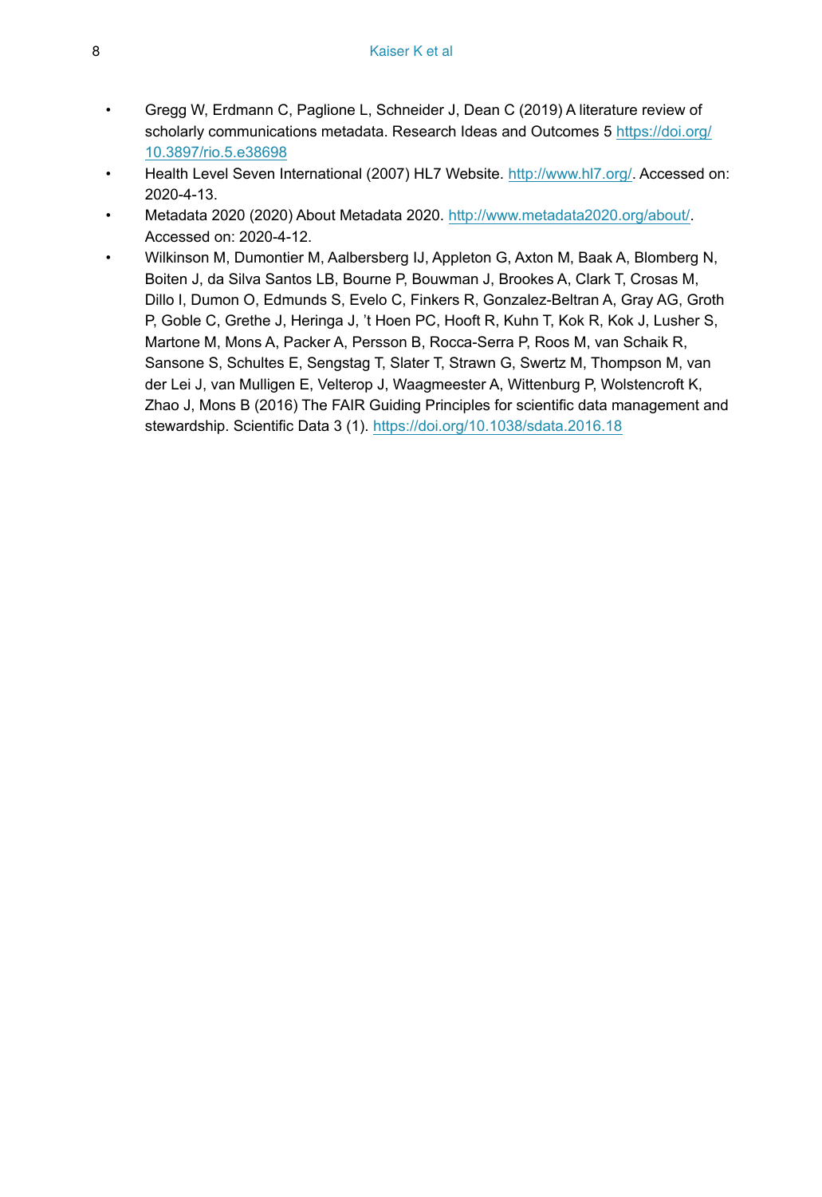- Gregg W, Erdmann C, Paglione L, Schneider J, Dean C (2019) A literature review of scholarly communications metadata. Research Ideas and Outcomes 5 https://doi.org/10.3897/rio.5.e38698
- Health Level Seven International (2007) HL7 Website. http://www.hl7.org/. Accessed on: 2020-4-13.
- Metadata 2020 (2020) About Metadata 2020. http://www.metadata2020.org/about/. Accessed on: 2020-4-12.
- Wilkinson M, Dumontier M, Aalbersberg IJ, Appleton G, Axton M, Baak A, Blomberg N, Boiten J, da Silva Santos LB, Bourne P, Bouwman J, Brookes A, Clark T, Crosas M, Dillo I, Dumon O, Edmunds S, Evelo C, Finkers R, Gonzalez-Beltran A, Gray AG, Groth P, Goble C, Grethe J, Heringa J, 't Hoen PC, Hooft R, Kuhn T, Kok R, Kok J, Lusher S, Martone M, Mons A, Packer A, Persson B, Rocca-Serra P, Roos M, van Schaik R, Sansone S, Schultes E, Sengstag T, Slater T, Strawn G, Swertz M, Thompson M, van der Lei J, van Mulligen E, Velterop J, Waagmeester A, Wittenburg P, Wolstencroft K, Zhao J, Mons B (2016) The FAIR Guiding Principles for scientific data management and stewardship. Scientific Data 3 (1). https://doi.org/10.1038/sdata.2016.18